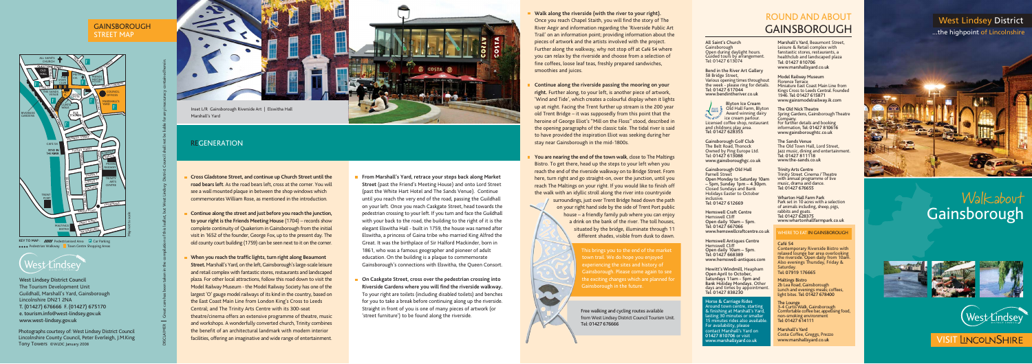# GAINSBOROUGH STREET MAP

KEY TO MAP: Pedestrianised Area · Car Parking · Pedestrian Walkway · Town Centre Shopping Areas

Map not to scale

West Lindsey District Council
The Tourism Development Unit
Guildhall, Marshall's Yard, Gainsborough
Lincolnshire DN21 2NA
T. (01427) 676666 F. (01427) 675170
e. tourism.info@west-lindsey.gov.uk
www.west-lindsey.gov.uk

Photographs courtesy of: West Lindsey District Council, Lincolnshire County Council, Peter Everleigh, J.M.King, Tony Towers ©WLDC January 2008

DISCLAIMER | Great care has been taken in the compilation of this leaflet, but West Lindsey District Council shall not be liable for any inaccuracy contained herein.

Inset L/R: Gainsborough Riverside Art | Elswitha Hall
Marshall's Yard

## REGENERATION

- **Cross Gladstone Street, and continue up Church Street until the road bears left.** As the road bears left, cross at the corner. You will see a wall mounted plaque in between the shop windows which commemorates William Rose, as mentioned in the introduction.
- **Continue along the street and just before you reach the junction, to your right is the Friends Meeting House** (1704) – records show complete continuity of Quakerism in Gainsborough from the initial visit in 1652 of the founder, George Fox, up to the present day. The old county court building (1759) can be seen next to it on the corner.
- **When you reach the traffic lights, turn right along Beaumont Street.** Marshall's Yard, on the left, Gainsborough's large-scale leisure and retail complex with fantastic stores, restaurants and landscaped plaza. For other local attractions, follow this road down to visit the Model Railway Museum - the Model Railway Society has one of the largest 'O' gauge model railways of its kind in the country, based on the East Coast Main Line from London King's Cross to Leeds Central, and The Trinity Arts Centre with its 300-seat theatre/cinema offers an extensive programme of theatre, music and workshops. A wonderfully converted church, Trinity combines the benefit of an architectural landmark with modern interior facilities, offering an imaginative and wide range of entertainment.
- **From Marshall's Yard, retrace your steps back along Market Street** (past the Friend's Meeting House) and onto Lord Street (past the White Hart Hotel and The Sands Venue). Continue until you reach the very end of the road, passing the Guildhall on your left. Once you reach Caskgate Street, head towards the pedestrian crossing to your left. If you turn and face the Guildhall with your back to the road, the building to the right of it is the elegant Elswitha Hall - built in 1759, the house was named after Elswitha, a princess of Gaina tribe who married King Alfred the Great. It was the birthplace of Sir Halford Mackinder, born in 1861, who was a famous geographer and pioneer of adult education. On the building is a plaque to commemorate Gainsborough's connections with Elswitha, the Queen Consort.
- **On Caskgate Street, cross over the pedestrian crossing into Riverside Gardens where you will find the riverside walkway.** To your right are toilets (including disabled toilets) and benches for you to take a break before continuing along up the riverside. Straight in front of you is one of many pieces of artwork (or 'street furniture') to be found along the riverside.
- **Walk along the riverside (with the river to your right).** Once you reach Chapel Staith, you will find the story of The River Aegir and information regarding the 'Riverside Public Art Trail' on an information point; providing information about the pieces of artwork and the artists involved with the project. Further along the walkway, why not stop off at Café 54 where you can relax by the riverside and choose from a selection of fine coffees, loose leaf teas, freshly prepared sandwiches, smoothies and juices.
- **Continue along the riverside passing the mooring on your right.** Further along, to your left, is another piece of artwork, 'Wind and Tide', which creates a colourful display when it lights up at night. Facing the Trent further up stream is the 200 year old Trent Bridge – it was supposedly from this point that the heroine of George Eliot's "Mill on the Floss" stood, described in the opening paragraphs of the classic tale. The tidal river is said to have provided the inspiration Eliot was seeking during her stay near Gainsborough in the mid-1800s.
- **You are nearing the end of the town walk**, close to The Maltings Bistro. To get there, head up the steps to your left when you reach the end of the riverside walkway on to Bridge Street. From here, turn right and go straight-on, over the junction, until you reach The Maltings on your right. If you would like to finish off the walk with an idyllic stroll along the river into countryside surroundings, just over Trent Bridge head down the path on your right hand side by the side of Trent Port public house – a friendly family pub where you can enjoy a drink on the bank of the river. The toll houses, situated by the bridge, illuminate through 11 different shades, visible from dusk to dawn.

This brings you to the end of the market town trail. We do hope you enjoyed experiencing the sites and history of Gainsborough. Please come again to see the exciting changes which are planned for Gainsborough in the future.

Free walking and cycling routes available from West Lindsey District Council Tourism Unit. Tel: 01427 676666

# ROUND AND ABOUT GAINSBOROUGH

**All Saint's Church**
Gainsborough
Open during daylight hours.
Guided tours by arrangement.
Tel: 01427 613074

**Bend in the River Art Gallery**
58 Bridge Street,
Various opening times throughout the week - please ring for details.
Tel: 01427 617044
www.bendintheriver.co.uk

**Blyton Ice Cream**
Old Hall Farm, Blyton
Award winning dairy ice cream parlour.
Licensed coffee shop, restaurant and childrens play area.
Tel: 01427 628355

**Gainsborough Golf Club**
The Belt Road, Thonock
Owned by Ping Europe Ltd.
Tel: 01427 613088
www.gainsboroughgc.co.uk

**Gainsborough Old Hall**
Parnell Street
Open Monday to Saturday 10am – 5pm, Sunday 1pm – 4.30pm.
Closed Sundays and Bank Holidays Easter to October inclusive.
Tel: 01427 612669

**Hemswell Craft Centre**
Hemswell Cliff
Open daily 10am – 5pm.
Tel: 01427 667066
www.hemswellcraftcentre.co.uk

**Hemswell Antiques Centre**
Hemswell Cliff
Open daily 10am – 5pm.
Tel: 01427 668389
www.hemswell-antiques.com

**Hewitt's Windmill, Heapham**
Open April to October, Saturdays 11am – 5pm and Bank Holiday Mondays. Other days and times by appointment.
Tel: 01427 838230

**Horse & Carriage Rides**
Around town centre, starting & finishing at Marshall's Yard, lasting 30 minutes or smaller 15 minutes rides also available. For availability, please contact Marshall's Yard on 01427 810706 or visit www.marshallsyard.co.uk

**Marshall's Yard**, Beaumont Street, Leisure & Retail complex with fantastic stores, restaurants, a healthclub and landscaped plaza
Tel: 01427 810706
www.marshallsyard.co.uk

**Model Railway Museum**
Florence Terrace
Miniature East Coast Main Line from Kings Cross to Leeds Central. Founded 1946. Tel: 01427 615871
www.gainsmodelrailway.ik.com

**The Old Nick Theatre**
Spring Gardens, Gainsborough Theatre Company.
For further details and booking information, Tel: 01427 810616
www.gainsboroughtc.co.uk

**The Sands Venue**
The Old Town Hall, Lord Street, Jazz music, dining and entertainment.
Tel: 01427 811118
www.the-sands.co.uk

**Trinity Arts Centre**
Trinity Street. Cinema / Theatre with annual programme of live music, drama and dance.
Tel: 01427 676655

**Wharton Hall Farm Park**
Park set in 10 acres with a selection of animals including, sheep, pigs, rabbits and goats.
Tel: 01427 628375
www.whartonhallfarmpark.co.uk

## WHERE TO EAT IN GAINSBOROUGH

**Café 54**
Contemporary Riverside Bistro with relaxed lounge bar area overlooking the riverside. Open daily from 10am. Also evenings Thursday, Friday & Saturday
Tel: 07919 176665

**Maltings Bistro**
2b Lea Road, Gainsborough
Lunch and evenings meals, coffees, light bites. Tel: 01427 678400

**The Lounge**
3-4 Curtis Walk, Gainsborough
Comfortable coffee bar, appetising food, non-smoking environment
Tel: 01427 614111

**Marshall's Yard**
Costa Coffee, Greggs, Prezzo
www.marshallsyard.co.uk

# West Lindsey District
...the highpoint of Lincolnshire

# Walkabout Gainsborough

VISIT LINCOLNSHIRE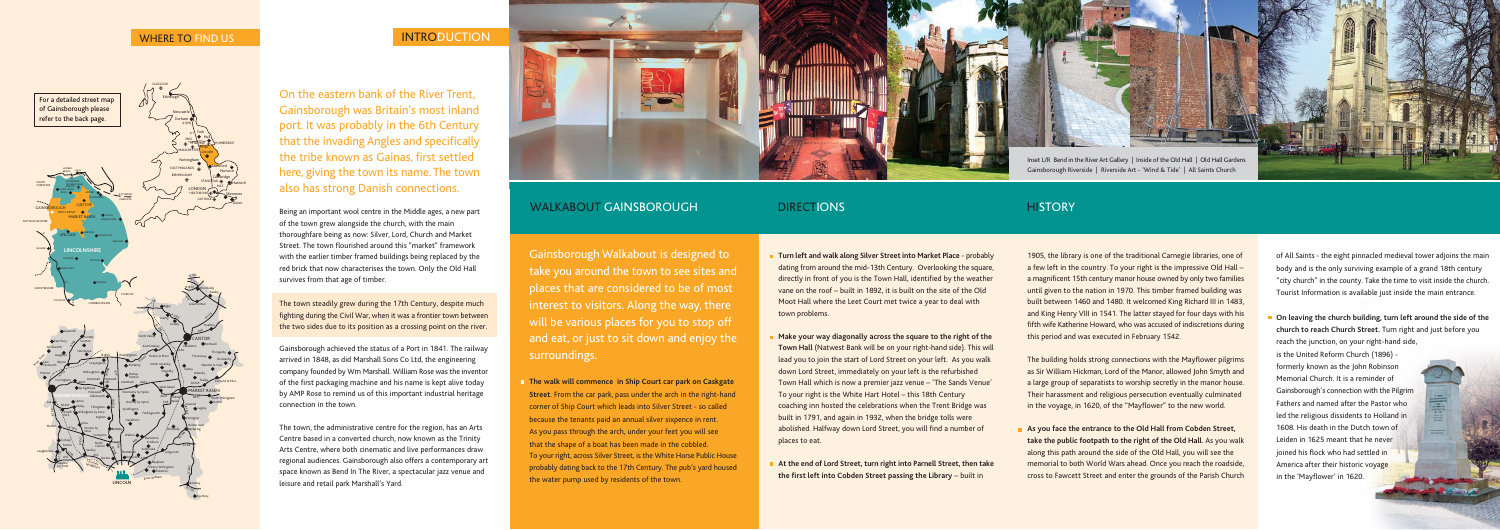## WHERE TO FIND US

For a detailed street map of Gainsborough please refer to the back page.

## INTRODUCTION

On the eastern bank of the River Trent, Gainsborough was Britain's most inland port. It was probably in the 6th Century that the invading Angles and specifically the tribe known as Gainas, first settled here, giving the town its name. The town also has strong Danish connections.

Being an important wool centre in the Middle ages, a new part of the town grew alongside the church, with the main thoroughfare being as now: Silver, Lord, Church and Market Street. The town flourished around this "market" framework with the earlier timber framed buildings being replaced by the red brick that now characterises the town. Only the Old Hall survives from that age of timber.

The town steadily grew during the 17th Century, despite much fighting during the Civil War, when it was a frontier town between the two sides due to its position as a crossing point on the river.

Gainsborough achieved the status of a Port in 1841. The railway arrived in 1848, as did Marshall Sons Co Ltd, the engineering company founded by Wm Marshall. William Rose was the inventor of the first packaging machine and his name is kept alive today by AMP Rose to remind us of this important industrial heritage connection in the town.

The town, the administrative centre for the region, has an Arts Centre based in a converted church, now known as the Trinity Arts Centre, where both cinematic and live performances draw regional audiences. Gainsborough also offers a contemporary art space known as Bend In The River, a spectacular jazz venue and leisure and retail park Marshall's Yard.

Inset L/R: Bend in the River Art Gallery | Inside of the Old Hall | Old Hall Gardens
Gainsborough Riverside | Riverside Art – 'Wind & Tide' | All Saints Church

## WALKABOUT GAINSBOROUGH

Gainsborough Walkabout is designed to take you around the town to see sites and places that are considered to be of most interest to visitors. Along the way, there will be various places for you to stop off and eat, or just to sit down and enjoy the surroundings.

- **The walk will commence in Ship Court car park on Caskgate Street**. From the car park, pass under the arch in the right-hand corner of Ship Court which leads into Silver Street - so called because the tenants paid an annual silver sixpence in rent. As you pass through the arch, under your feet you will see that the shape of a boat has been made in the cobbled. To your right, across Silver Street, is the White Horse Public House probably dating back to the 17th Century. The pub's yard housed the water pump used by residents of the town.

## DIRECTIONS

- **Turn left and walk along Silver Street into Market Place** - probably dating from around the mid-13th Century. Overlooking the square, directly in front of you is the Town Hall, identified by the weather vane on the roof – built in 1892, it is built on the site of the Old Moot Hall where the Leet Court met twice a year to deal with town problems.
- **Make your way diagonally across the square to the right of the Town Hall** (Natwest Bank will be on your right-hand side). This will lead you to join the start of Lord Street on your left. As you walk down Lord Street, immediately on your left is the refurbished Town Hall which is now a premier jazz venue – 'The Sands Venue'. To your right is the White Hart Hotel – this 18th Century coaching inn hosted the celebrations when the Trent Bridge was built in 1791, and again in 1932, when the bridge tolls were abolished. Halfway down Lord Street, you will find a number of places to eat.
- **At the end of Lord Street, turn right into Parnell Street, then take the first left into Cobden Street passing the Library** – built in 1905, the library is one of the traditional Carnegie libraries, one of a few left in the country. To your right is the impressive Old Hall – a magnificent 15th century manor house owned by only two families until given to the nation in 1970. This timber framed building was built between 1460 and 1480. It welcomed King Richard III in 1483, and King Henry VIII in 1541. The latter stayed for four days with his fifth wife Katherine Howard, who was accused of indiscretions during this period and was executed in February 1542.

## HISTORY

The building holds strong connections with the Mayflower pilgrims as Sir William Hickman, Lord of the Manor, allowed John Smyth and a large group of separatists to worship secretly in the manor house. Their harassment and religious persecution eventually culminated in the voyage, in 1620, of the "Mayflower" to the new world.

- **As you face the entrance to the Old Hall from Cobden Street, take the public footpath to the right of the Old Hall**. As you walk along this path around the side of the Old Hall, you will see the memorial to both World Wars ahead. Once you reach the roadside, cross to Fawcett Street and enter the grounds of the Parish Church of All Saints - the eight pinnacled medieval tower adjoins the main body and is the only surviving example of a grand 18th century "city church" in the county. Take the time to visit inside the church. Tourist Information is available just inside the main entrance.
- **On leaving the church building, turn left around the side of the church to reach Church Street.** Turn right and just before you reach the junction, on your right-hand side, is the United Reform Church (1896) - formerly known as the John Robinson Memorial Church. It is a reminder of Gainsborough's connection with the Pilgrim Fathers and the Pastor who led the religious dissidents to Holland in 1608. His death in the Dutch town of Leiden in 1625 meant that he never joined his flock who had settled in America after their historic voyage in the 'Mayflower' in 1620.